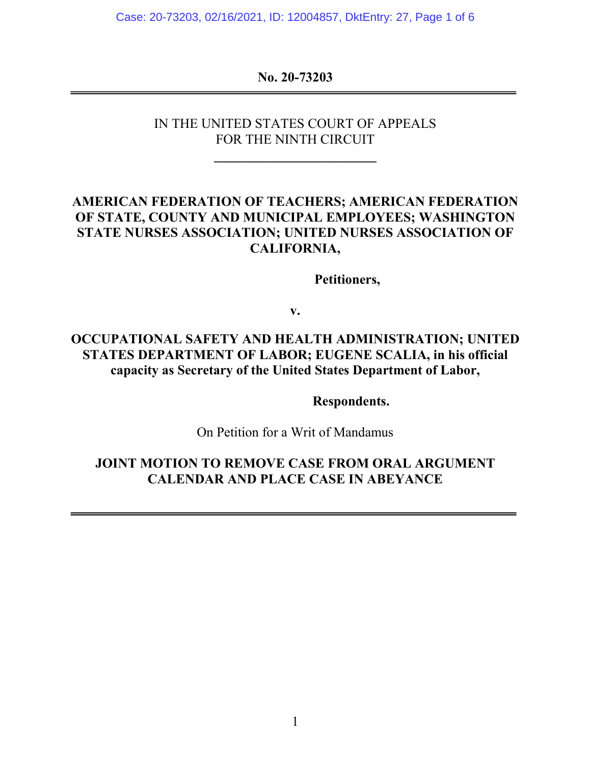**No. 20-73203**

---

IN THE UNITED STATES COURT OF APPEALS
FOR THE NINTH CIRCUIT

---

**AMERICAN FEDERATION OF TEACHERS; AMERICAN FEDERATION OF STATE, COUNTY AND MUNICIPAL EMPLOYEES; WASHINGTON STATE NURSES ASSOCIATION; UNITED NURSES ASSOCIATION OF CALIFORNIA,**

**Petitioners,**

**v.**

**OCCUPATIONAL SAFETY AND HEALTH ADMINISTRATION; UNITED STATES DEPARTMENT OF LABOR; EUGENE SCALIA, in his official capacity as Secretary of the United States Department of Labor,**

**Respondents.**

On Petition for a Writ of Mandamus

**JOINT MOTION TO REMOVE CASE FROM ORAL ARGUMENT CALENDAR AND PLACE CASE IN ABEYANCE**

---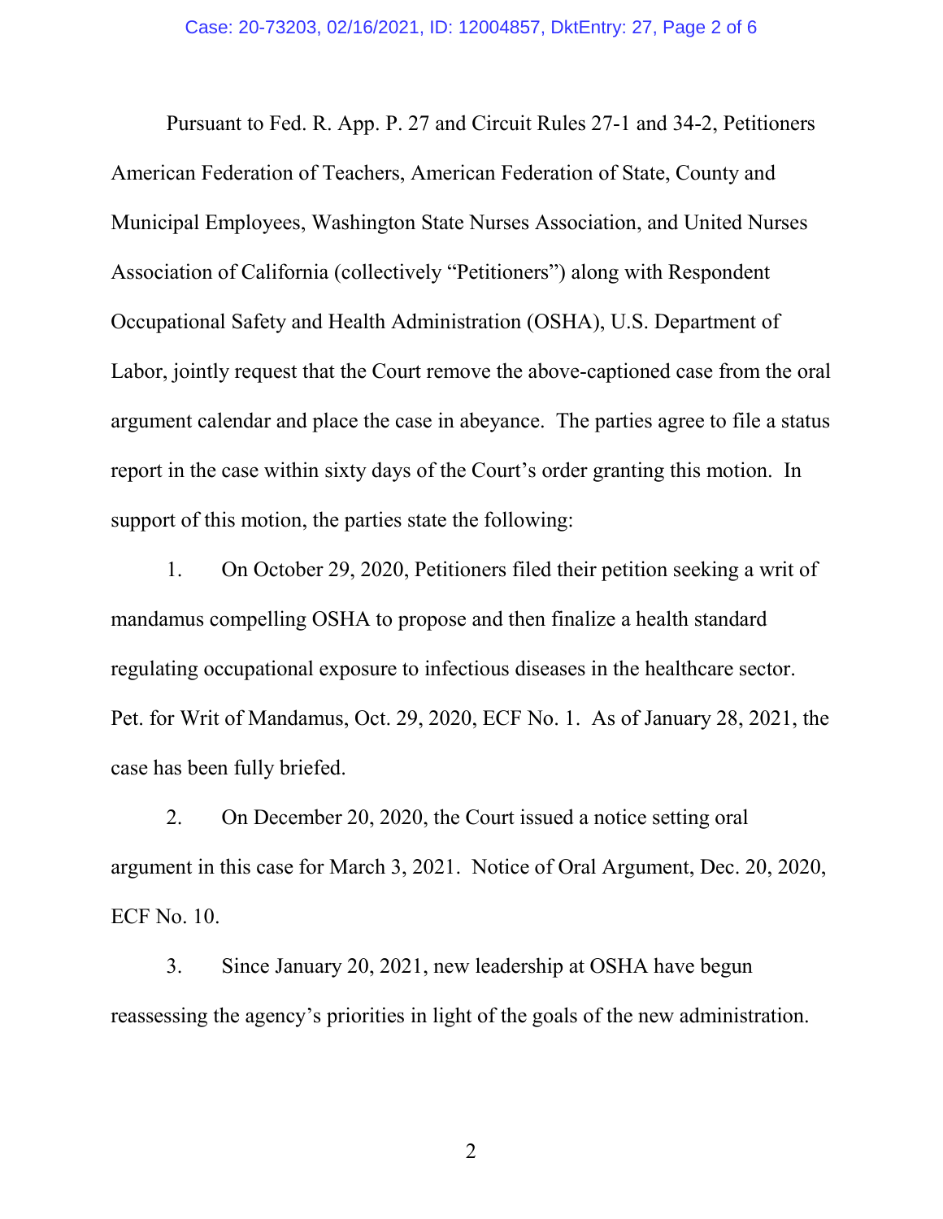Pursuant to Fed. R. App. P. 27 and Circuit Rules 27-1 and 34-2, Petitioners American Federation of Teachers, American Federation of State, County and Municipal Employees, Washington State Nurses Association, and United Nurses Association of California (collectively "Petitioners") along with Respondent Occupational Safety and Health Administration (OSHA), U.S. Department of Labor, jointly request that the Court remove the above-captioned case from the oral argument calendar and place the case in abeyance. The parties agree to file a status report in the case within sixty days of the Court's order granting this motion. In support of this motion, the parties state the following:

1. On October 29, 2020, Petitioners filed their petition seeking a writ of mandamus compelling OSHA to propose and then finalize a health standard regulating occupational exposure to infectious diseases in the healthcare sector. Pet. for Writ of Mandamus, Oct. 29, 2020, ECF No. 1. As of January 28, 2021, the case has been fully briefed.

2. On December 20, 2020, the Court issued a notice setting oral argument in this case for March 3, 2021. Notice of Oral Argument, Dec. 20, 2020, ECF No. 10.

3. Since January 20, 2021, new leadership at OSHA have begun reassessing the agency's priorities in light of the goals of the new administration.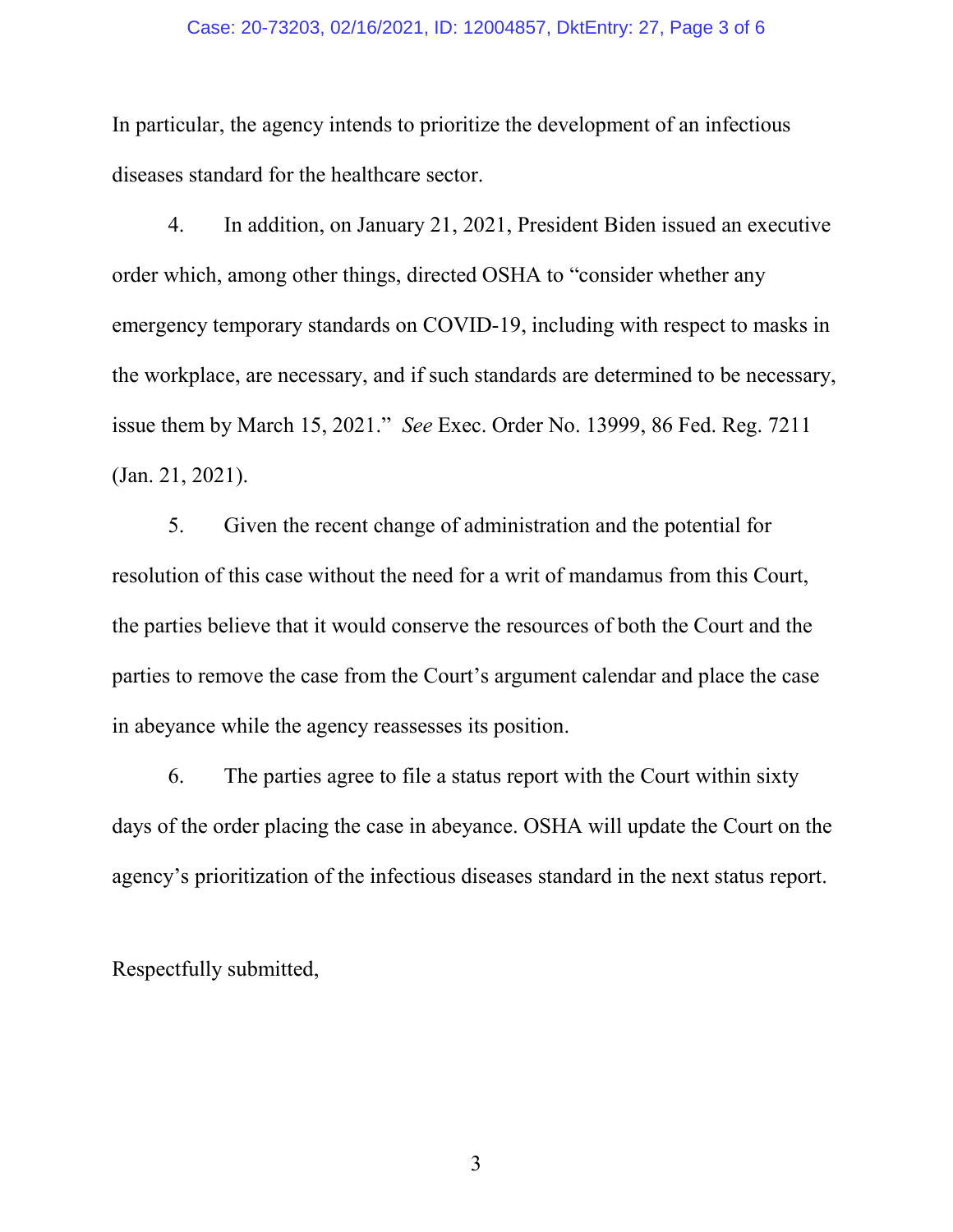In particular, the agency intends to prioritize the development of an infectious diseases standard for the healthcare sector.

4. In addition, on January 21, 2021, President Biden issued an executive order which, among other things, directed OSHA to "consider whether any emergency temporary standards on COVID-19, including with respect to masks in the workplace, are necessary, and if such standards are determined to be necessary, issue them by March 15, 2021." *See* Exec. Order No. 13999, 86 Fed. Reg. 7211 (Jan. 21, 2021).

5. Given the recent change of administration and the potential for resolution of this case without the need for a writ of mandamus from this Court, the parties believe that it would conserve the resources of both the Court and the parties to remove the case from the Court's argument calendar and place the case in abeyance while the agency reassesses its position.

6. The parties agree to file a status report with the Court within sixty days of the order placing the case in abeyance. OSHA will update the Court on the agency's prioritization of the infectious diseases standard in the next status report.

Respectfully submitted,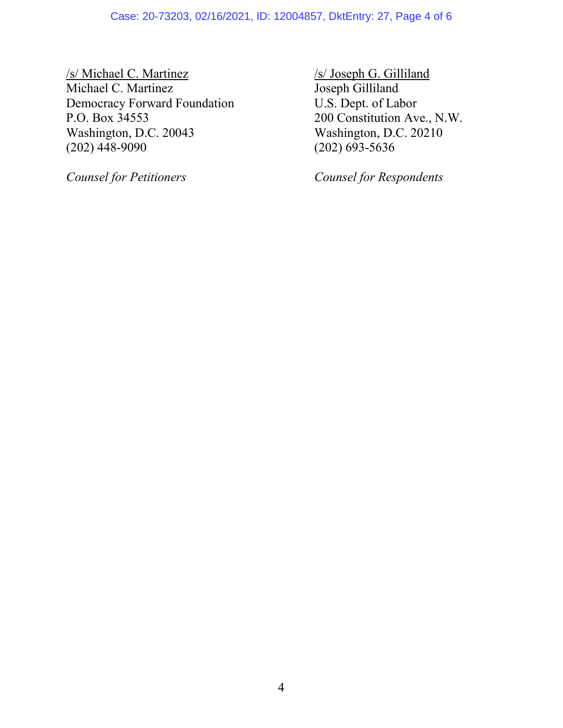/s/ Michael C. Martinez
Michael C. Martinez
Democracy Forward Foundation
P.O. Box 34553
Washington, D.C. 20043
(202) 448-9090

*Counsel for Petitioners*

/s/ Joseph G. Gilliland
Joseph Gilliland
U.S. Dept. of Labor
200 Constitution Ave., N.W.
Washington, D.C. 20210
(202) 693-5636

*Counsel for Respondents*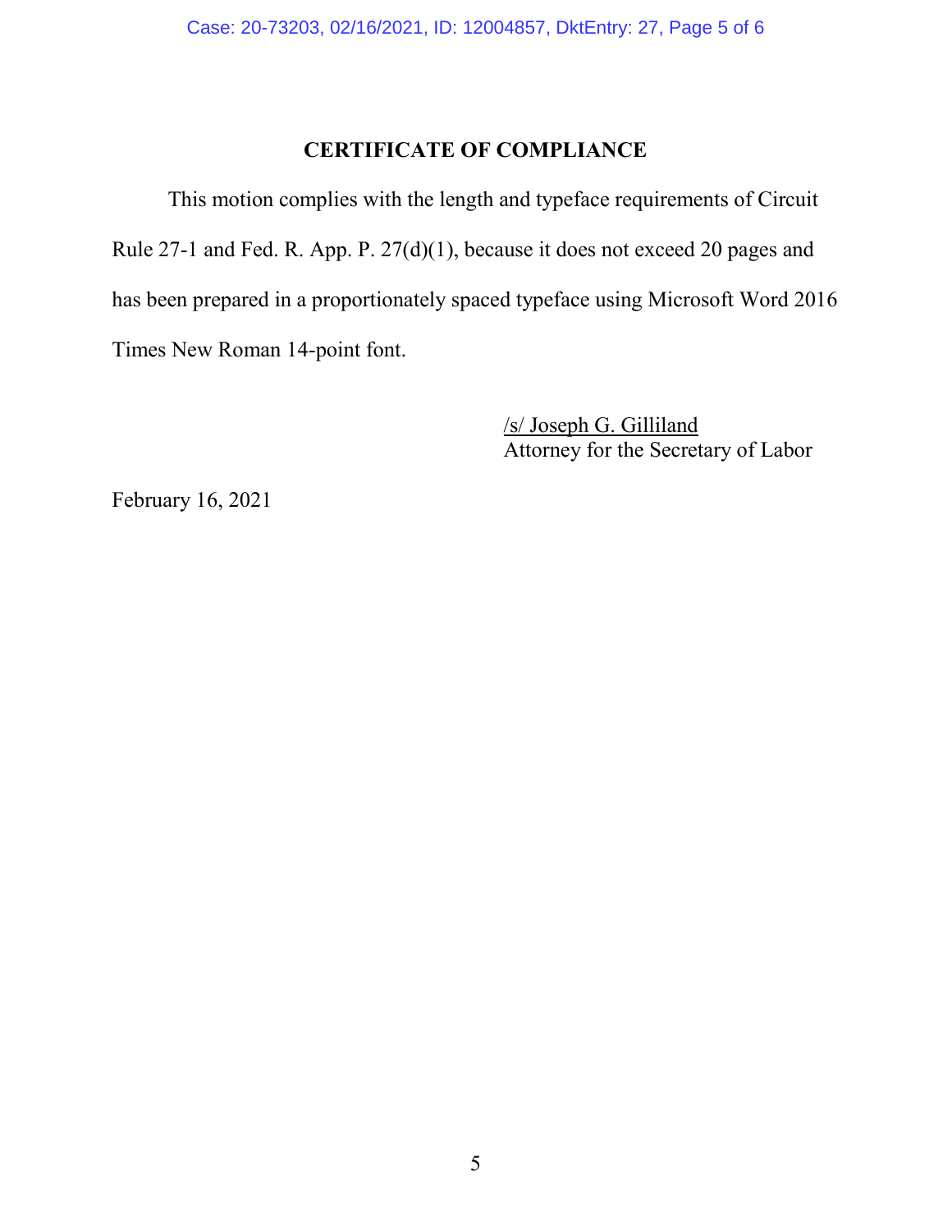## CERTIFICATE OF COMPLIANCE

This motion complies with the length and typeface requirements of Circuit Rule 27-1 and Fed. R. App. P. 27(d)(1), because it does not exceed 20 pages and has been prepared in a proportionately spaced typeface using Microsoft Word 2016 Times New Roman 14-point font.

/s/ Joseph G. Gilliland
Attorney for the Secretary of Labor

February 16, 2021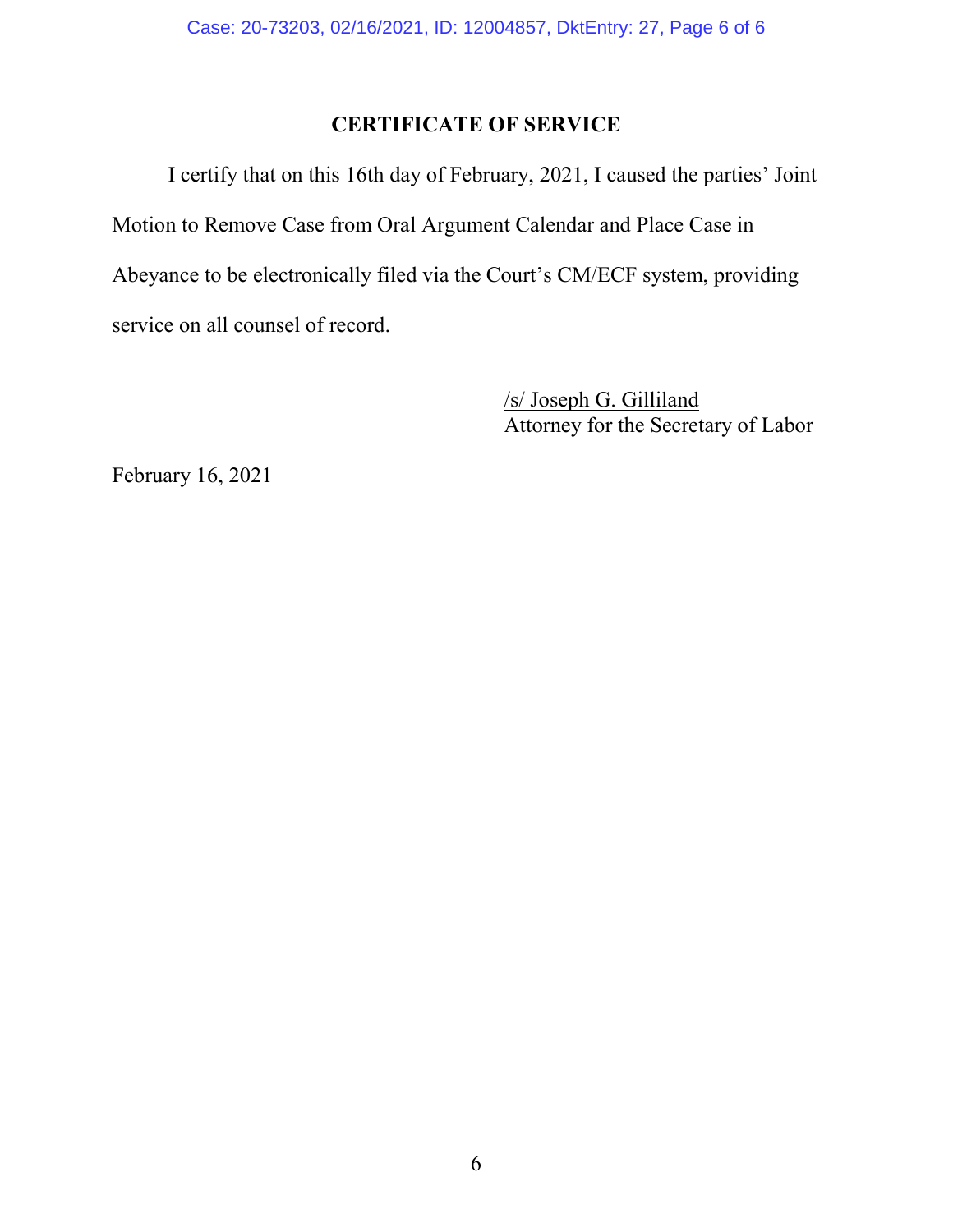## CERTIFICATE OF SERVICE

I certify that on this 16th day of February, 2021, I caused the parties' Joint Motion to Remove Case from Oral Argument Calendar and Place Case in Abeyance to be electronically filed via the Court's CM/ECF system, providing service on all counsel of record.

/s/ Joseph G. Gilliland
Attorney for the Secretary of Labor

February 16, 2021